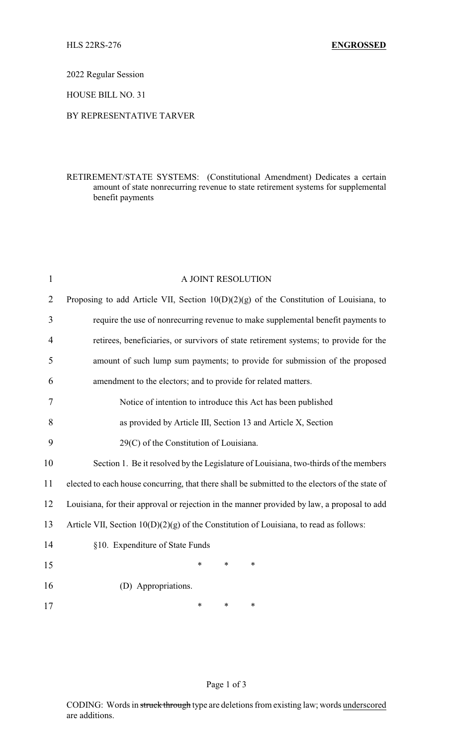HLS 22RS-276 **ENGROSSED**

2022 Regular Session

HOUSE BILL NO. 31

BY REPRESENTATIVE TARVER

RETIREMENT/STATE SYSTEMS: (Constitutional Amendment) Dedicates a certain amount of state nonrecurring revenue to state retirement systems for supplemental benefit payments

A JOINT RESOLUTION

Proposing to add Article VII, Section 10(D)(2)(g) of the Constitution of Louisiana, to require the use of nonrecurring revenue to make supplemental benefit payments to retirees, beneficiaries, or survivors of state retirement systems; to provide for the amount of such lump sum payments; to provide for submission of the proposed amendment to the electors; and to provide for related matters.

Notice of intention to introduce this Act has been published as provided by Article III, Section 13 and Article X, Section 29(C) of the Constitution of Louisiana.

Section 1. Be it resolved by the Legislature of Louisiana, two-thirds of the members elected to each house concurring, that there shall be submitted to the electors of the state of Louisiana, for their approval or rejection in the manner provided by law, a proposal to add Article VII, Section 10(D)(2)(g) of the Constitution of Louisiana, to read as follows:

§10. Expenditure of State Funds

\* \* \*

(D) Appropriations.

\* \* \*

CODING: Words in ~~struck through~~ type are deletions from existing law; words underscored are additions.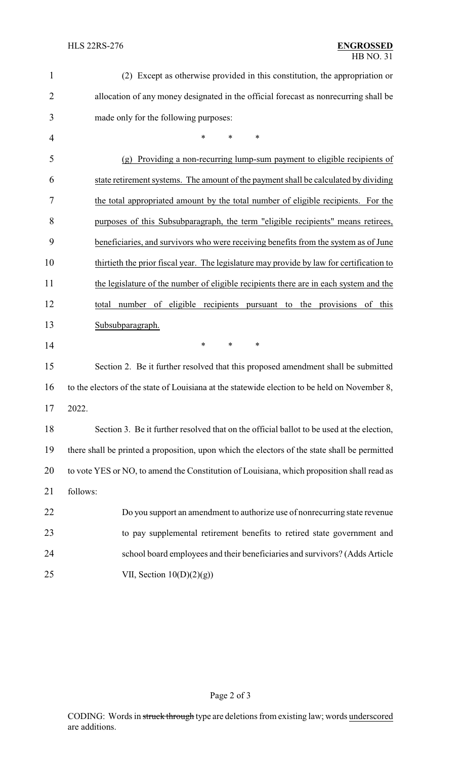(2) Except as otherwise provided in this constitution, the appropriation or allocation of any money designated in the official forecast as nonrecurring shall be made only for the following purposes:

\*         \*         \*

<u>(g) Providing a non-recurring lump-sum payment to eligible recipients of state retirement systems. The amount of the payment shall be calculated by dividing the total appropriated amount by the total number of eligible recipients. For the purposes of this Subsubparagraph, the term "eligible recipients" means retirees, beneficiaries, and survivors who were receiving benefits from the system as of June thirtieth the prior fiscal year. The legislature may provide by law for certification to the legislature of the number of eligible recipients there are in each system and the total number of eligible recipients pursuant to the provisions of this Subsubparagraph.</u>

\*         \*         \*

Section 2. Be it further resolved that this proposed amendment shall be submitted to the electors of the state of Louisiana at the statewide election to be held on November 8, 2022.

Section 3. Be it further resolved that on the official ballot to be used at the election, there shall be printed a proposition, upon which the electors of the state shall be permitted to vote YES or NO, to amend the Constitution of Louisiana, which proposition shall read as follows:

> Do you support an amendment to authorize use of nonrecurring state revenue to pay supplemental retirement benefits to retired state government and school board employees and their beneficiaries and survivors? (Adds Article VII, Section 10(D)(2)(g))

CODING: Words in ~~struck through~~ type are deletions from existing law; words <u>underscored</u> are additions.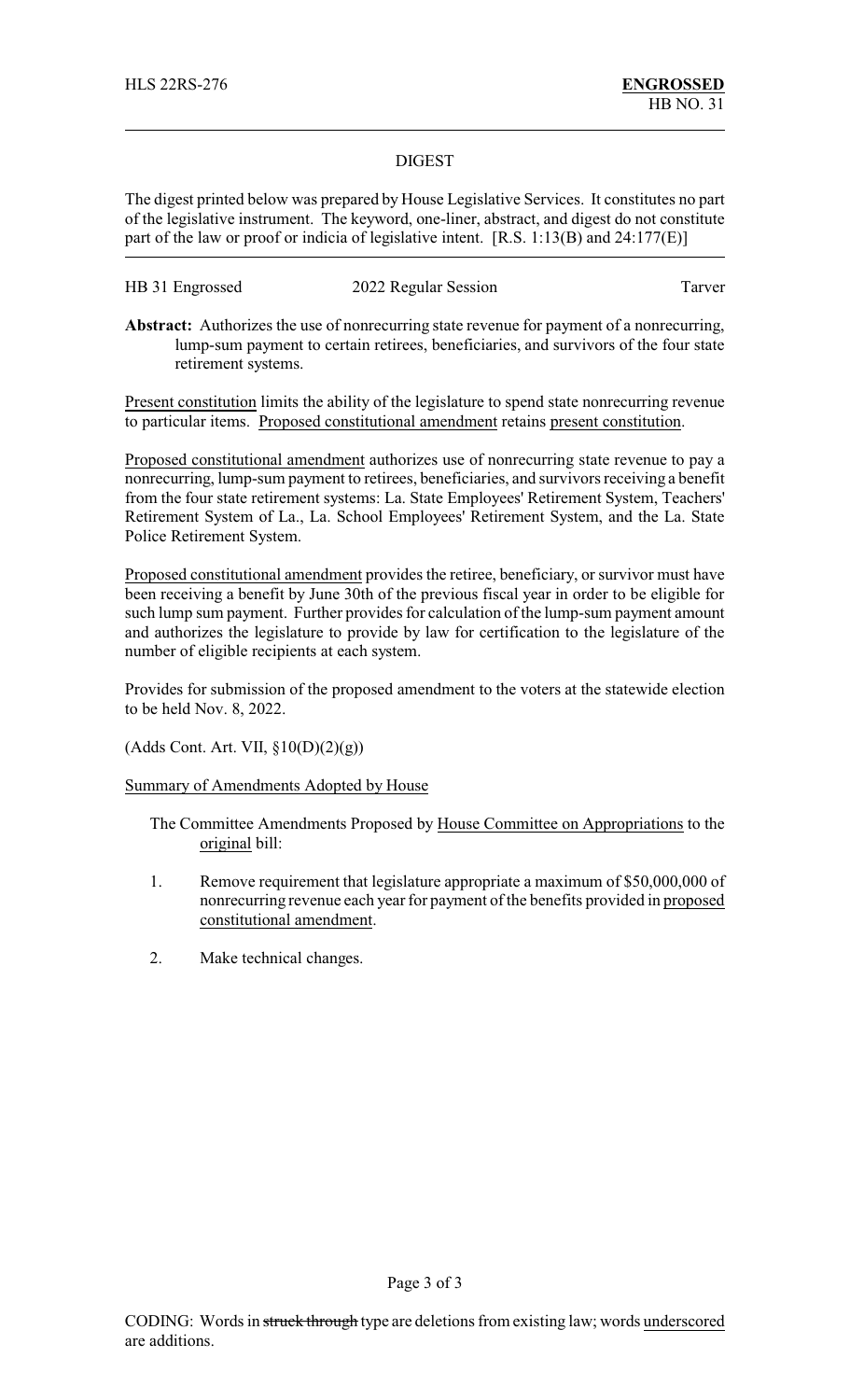HLS 22RS-276 **ENGROSSED**
HB NO. 31

## DIGEST

The digest printed below was prepared by House Legislative Services. It constitutes no part of the legislative instrument. The keyword, one-liner, abstract, and digest do not constitute part of the law or proof or indicia of legislative intent. [R.S. 1:13(B) and 24:177(E)]

HB 31 Engrossed 2022 Regular Session Tarver

**Abstract:** Authorizes the use of nonrecurring state revenue for payment of a nonrecurring, lump-sum payment to certain retirees, beneficiaries, and survivors of the four state retirement systems.

Present constitution limits the ability of the legislature to spend state nonrecurring revenue to particular items. Proposed constitutional amendment retains present constitution.

Proposed constitutional amendment authorizes use of nonrecurring state revenue to pay a nonrecurring, lump-sum payment to retirees, beneficiaries, and survivors receiving a benefit from the four state retirement systems: La. State Employees' Retirement System, Teachers' Retirement System of La., La. School Employees' Retirement System, and the La. State Police Retirement System.

Proposed constitutional amendment provides the retiree, beneficiary, or survivor must have been receiving a benefit by June 30th of the previous fiscal year in order to be eligible for such lump sum payment. Further provides for calculation of the lump-sum payment amount and authorizes the legislature to provide by law for certification to the legislature of the number of eligible recipients at each system.

Provides for submission of the proposed amendment to the voters at the statewide election to be held Nov. 8, 2022.

(Adds Const. Art. VII, §10(D)(2)(g))

Summary of Amendments Adopted by House

The Committee Amendments Proposed by House Committee on Appropriations to the original bill:

1. Remove requirement that legislature appropriate a maximum of $50,000,000 of nonrecurring revenue each year for payment of the benefits provided in proposed constitutional amendment.
2. Make technical changes.

CODING: Words in ~~struck through~~ type are deletions from existing law; words underscored are additions.